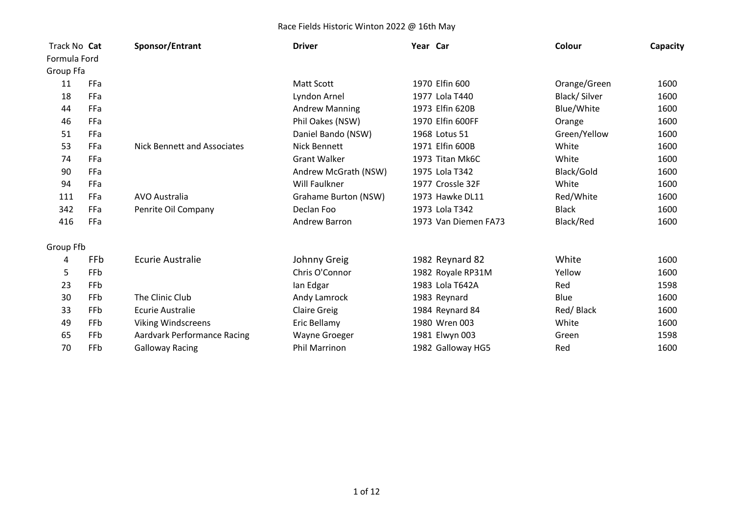# Race Fields Historic Winton 2022 @ 16th May

| Track No | Cat | Sponsor/Entrant | Driver | Year | Car | Colour | Capacity |
|---|---|---|---|---|---|---|---|
| Formula Ford | | | | | | | |
| Group Ffa | | | | | | | |
| 11 | FFa | | Matt Scott | 1970 | Elfin 600 | Orange/Green | 1600 |
| 18 | FFa | | Lyndon Arnel | 1977 | Lola T440 | Black/ Silver | 1600 |
| 44 | FFa | | Andrew Manning | 1973 | Elfin 620B | Blue/White | 1600 |
| 46 | FFa | | Phil Oakes (NSW) | 1970 | Elfin 600FF | Orange | 1600 |
| 51 | FFa | | Daniel Bando (NSW) | 1968 | Lotus 51 | Green/Yellow | 1600 |
| 53 | FFa | Nick Bennett and Associates | Nick Bennett | 1971 | Elfin 600B | White | 1600 |
| 74 | FFa | | Grant Walker | 1973 | Titan Mk6C | White | 1600 |
| 90 | FFa | | Andrew McGrath (NSW) | 1975 | Lola T342 | Black/Gold | 1600 |
| 94 | FFa | | Will Faulkner | 1977 | Crossle 32F | White | 1600 |
| 111 | FFa | AVO Australia | Grahame Burton (NSW) | 1973 | Hawke DL11 | Red/White | 1600 |
| 342 | FFa | Penrite Oil Company | Declan Foo | 1973 | Lola T342 | Black | 1600 |
| 416 | FFa | | Andrew Barron | 1973 | Van Diemen FA73 | Black/Red | 1600 |
| Group Ffb | | | | | | | |
| 4 | FFb | Ecurie Australie | Johnny Greig | 1982 | Reynard 82 | White | 1600 |
| 5 | FFb | | Chris O'Connor | 1982 | Royale RP31M | Yellow | 1600 |
| 23 | FFb | | Ian Edgar | 1983 | Lola T642A | Red | 1598 |
| 30 | FFb | The Clinic Club | Andy Lamrock | 1983 | Reynard | Blue | 1600 |
| 33 | FFb | Ecurie Australie | Claire Greig | 1984 | Reynard 84 | Red/ Black | 1600 |
| 49 | FFb | Viking Windscreens | Eric Bellamy | 1980 | Wren 003 | White | 1600 |
| 65 | FFb | Aardvark Performance Racing | Wayne Groeger | 1981 | Elwyn 003 | Green | 1598 |
| 70 | FFb | Galloway Racing | Phil Marrinon | 1982 | Galloway HG5 | Red | 1600 |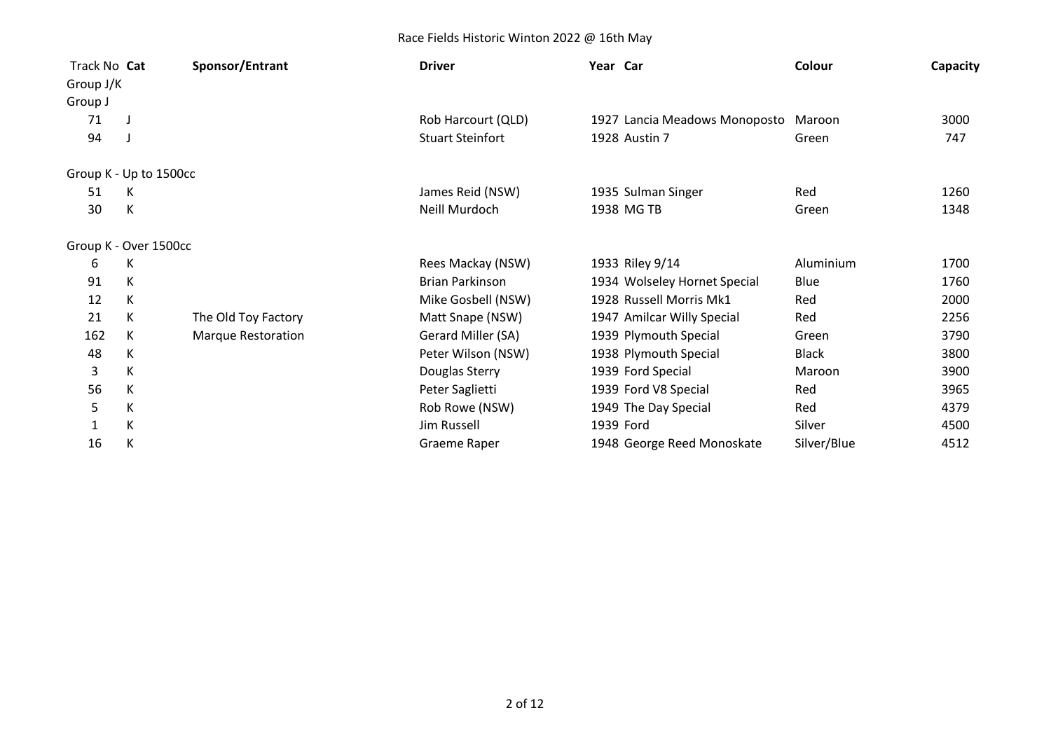# Race Fields Historic Winton 2022 @ 16th May

| Track No | Cat | Sponsor/Entrant | Driver | Year | Car | Colour | Capacity |
|---|---|---|---|---|---|---|---|
| Group J/K | | | | | | | |
| Group J | | | | | | | |
| 71 | J | | Rob Harcourt (QLD) | 1927 | Lancia Meadows Monoposto | Maroon | 3000 |
| 94 | J | | Stuart Steinfort | 1928 | Austin 7 | Green | 747 |
| Group K - Up to 1500cc | | | | | | | |
| 51 | K | | James Reid (NSW) | 1935 | Sulman Singer | Red | 1260 |
| 30 | K | | Neill Murdoch | 1938 | MG TB | Green | 1348 |
| Group K - Over 1500cc | | | | | | | |
| 6 | K | | Rees Mackay (NSW) | 1933 | Riley 9/14 | Aluminium | 1700 |
| 91 | K | | Brian Parkinson | 1934 | Wolseley Hornet Special | Blue | 1760 |
| 12 | K | | Mike Gosbell (NSW) | 1928 | Russell Morris Mk1 | Red | 2000 |
| 21 | K | The Old Toy Factory | Matt Snape (NSW) | 1947 | Amilcar Willy Special | Red | 2256 |
| 162 | K | Marque Restoration | Gerard Miller (SA) | 1939 | Plymouth Special | Green | 3790 |
| 48 | K | | Peter Wilson (NSW) | 1938 | Plymouth Special | Black | 3800 |
| 3 | K | | Douglas Sterry | 1939 | Ford Special | Maroon | 3900 |
| 56 | K | | Peter Saglietti | 1939 | Ford V8 Special | Red | 3965 |
| 5 | K | | Rob Rowe (NSW) | 1949 | The Day Special | Red | 4379 |
| 1 | K | | Jim Russell | 1939 | Ford | Silver | 4500 |
| 16 | K | | Graeme Raper | 1948 | George Reed Monoskate | Silver/Blue | 4512 |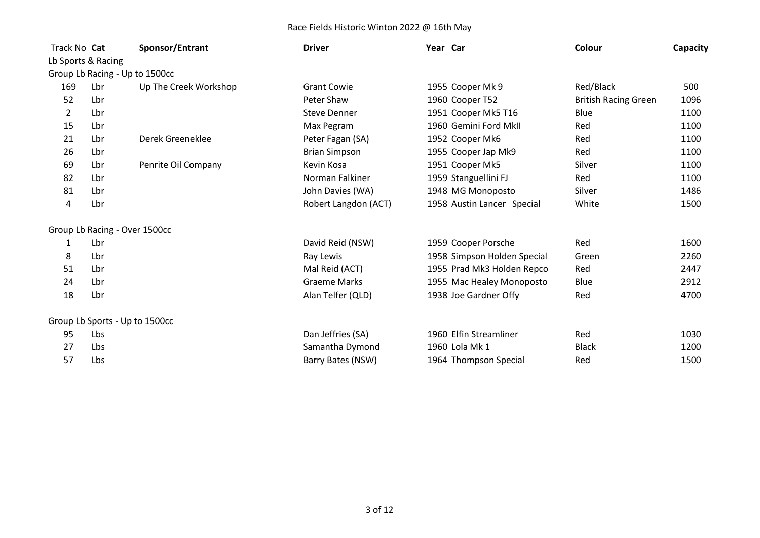# Race Fields Historic Winton 2022 @ 16th May

| Track No | Cat | Sponsor/Entrant | Driver | Year | Car | Colour | Capacity |
|---|---|---|---|---|---|---|---|
| Lb Sports & Racing | | | | | | | |
| Group Lb Racing - Up to 1500cc | | | | | | | |
| 169 | Lbr | Up The Creek Workshop | Grant Cowie | 1955 | Cooper Mk 9 | Red/Black | 500 |
| 52 | Lbr | | Peter Shaw | 1960 | Cooper T52 | British Racing Green | 1096 |
| 2 | Lbr | | Steve Denner | 1951 | Cooper Mk5 T16 | Blue | 1100 |
| 15 | Lbr | | Max Pegram | 1960 | Gemini Ford MkII | Red | 1100 |
| 21 | Lbr | Derek Greeneklee | Peter Fagan (SA) | 1952 | Cooper Mk6 | Red | 1100 |
| 26 | Lbr | | Brian Simpson | 1955 | Cooper Jap Mk9 | Red | 1100 |
| 69 | Lbr | Penrite Oil Company | Kevin Kosa | 1951 | Cooper Mk5 | Silver | 1100 |
| 82 | Lbr | | Norman Falkiner | 1959 | Stanguellini FJ | Red | 1100 |
| 81 | Lbr | | John Davies (WA) | 1948 | MG Monoposto | Silver | 1486 |
| 4 | Lbr | | Robert Langdon (ACT) | 1958 | Austin Lancer Special | White | 1500 |
| Group Lb Racing - Over 1500cc | | | | | | | |
| 1 | Lbr | | David Reid (NSW) | 1959 | Cooper Porsche | Red | 1600 |
| 8 | Lbr | | Ray Lewis | 1958 | Simpson Holden Special | Green | 2260 |
| 51 | Lbr | | Mal Reid (ACT) | 1955 | Prad Mk3 Holden Repco | Red | 2447 |
| 24 | Lbr | | Graeme Marks | 1955 | Mac Healey Monoposto | Blue | 2912 |
| 18 | Lbr | | Alan Telfer (QLD) | 1938 | Joe Gardner Offy | Red | 4700 |
| Group Lb Sports - Up to 1500cc | | | | | | | |
| 95 | Lbs | | Dan Jeffries (SA) | 1960 | Elfin Streamliner | Red | 1030 |
| 27 | Lbs | | Samantha Dymond | 1960 | Lola Mk 1 | Black | 1200 |
| 57 | Lbs | | Barry Bates (NSW) | 1964 | Thompson Special | Red | 1500 |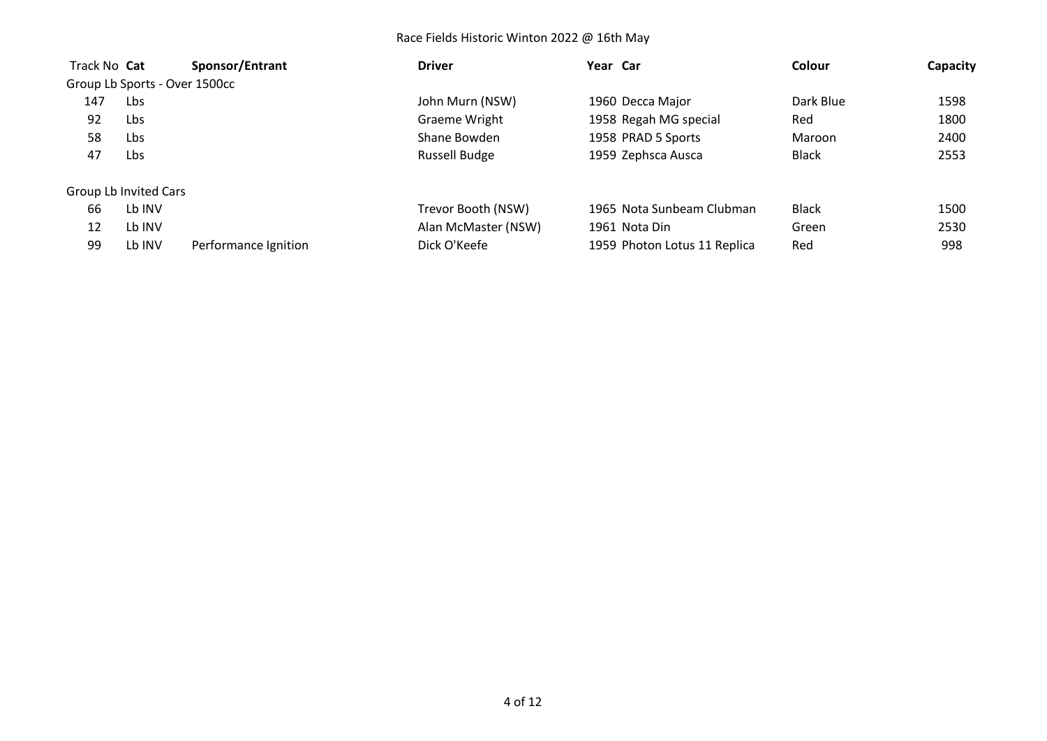Race Fields Historic Winton 2022 @ 16th May

| Track No | Cat | Sponsor/Entrant | Driver | Year | Car | Colour | Capacity |
|---|---|---|---|---|---|---|---|
| Group Lb Sports - Over 1500cc | | | | | | | |
| 147 | Lbs | | John Murn (NSW) | 1960 | Decca Major | Dark Blue | 1598 |
| 92 | Lbs | | Graeme Wright | 1958 | Regah MG special | Red | 1800 |
| 58 | Lbs | | Shane Bowden | 1958 | PRAD 5 Sports | Maroon | 2400 |
| 47 | Lbs | | Russell Budge | 1959 | Zephsca Ausca | Black | 2553 |
| Group Lb Invited Cars | | | | | | | |
| 66 | Lb INV | | Trevor Booth (NSW) | 1965 | Nota Sunbeam Clubman | Black | 1500 |
| 12 | Lb INV | | Alan McMaster (NSW) | 1961 | Nota Din | Green | 2530 |
| 99 | Lb INV | Performance Ignition | Dick O'Keefe | 1959 | Photon Lotus 11 Replica | Red | 998 |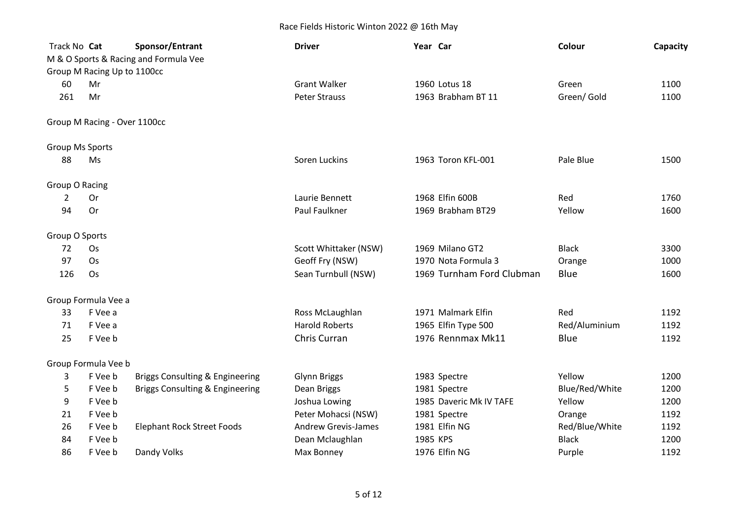# Race Fields Historic Winton 2022 @ 16th May

| Track No | Cat | Sponsor/Entrant | Driver | Year | Car | Colour | Capacity |
|---|---|---|---|---|---|---|---|
| **M & O Sports & Racing and Formula Vee** | | | | | | | |
| **Group M Racing Up to 1100cc** | | | | | | | |
| 60 | Mr | | Grant Walker | 1960 | Lotus 18 | Green | 1100 |
| 261 | Mr | | Peter Strauss | 1963 | Brabham BT 11 | Green/ Gold | 1100 |
| **Group M Racing - Over 1100cc** | | | | | | | |
| **Group Ms Sports** | | | | | | | |
| 88 | Ms | | Soren Luckins | 1963 | Toron KFL-001 | Pale Blue | 1500 |
| **Group O Racing** | | | | | | | |
| 2 | Or | | Laurie Bennett | 1968 | Elfin 600B | Red | 1760 |
| 94 | Or | | Paul Faulkner | 1969 | Brabham BT29 | Yellow | 1600 |
| **Group O Sports** | | | | | | | |
| 72 | Os | | Scott Whittaker (NSW) | 1969 | Milano GT2 | Black | 3300 |
| 97 | Os | | Geoff Fry (NSW) | 1970 | Nota Formula 3 | Orange | 1000 |
| 126 | Os | | Sean Turnbull (NSW) | 1969 | Turnham Ford Clubman | Blue | 1600 |
| **Group Formula Vee a** | | | | | | | |
| 33 | F Vee a | | Ross McLaughlan | 1971 | Malmark Elfin | Red | 1192 |
| 71 | F Vee a | | Harold Roberts | 1965 | Elfin Type 500 | Red/Aluminium | 1192 |
| 25 | F Vee b | | Chris Curran | 1976 | Rennmax Mk11 | Blue | 1192 |
| **Group Formula Vee b** | | | | | | | |
| 3 | F Vee b | Briggs Consulting & Engineering | Glynn Briggs | 1983 | Spectre | Yellow | 1200 |
| 5 | F Vee b | Briggs Consulting & Engineering | Dean Briggs | 1981 | Spectre | Blue/Red/White | 1200 |
| 9 | F Vee b | | Joshua Lowing | 1985 | Daveric Mk IV TAFE | Yellow | 1200 |
| 21 | F Vee b | | Peter Mohacsi (NSW) | 1981 | Spectre | Orange | 1192 |
| 26 | F Vee b | Elephant Rock Street Foods | Andrew Grevis-James | 1981 | Elfin NG | Red/Blue/White | 1192 |
| 84 | F Vee b | | Dean Mclaughlan | 1985 | KPS | Black | 1200 |
| 86 | F Vee b | Dandy Volks | Max Bonney | 1976 | Elfin NG | Purple | 1192 |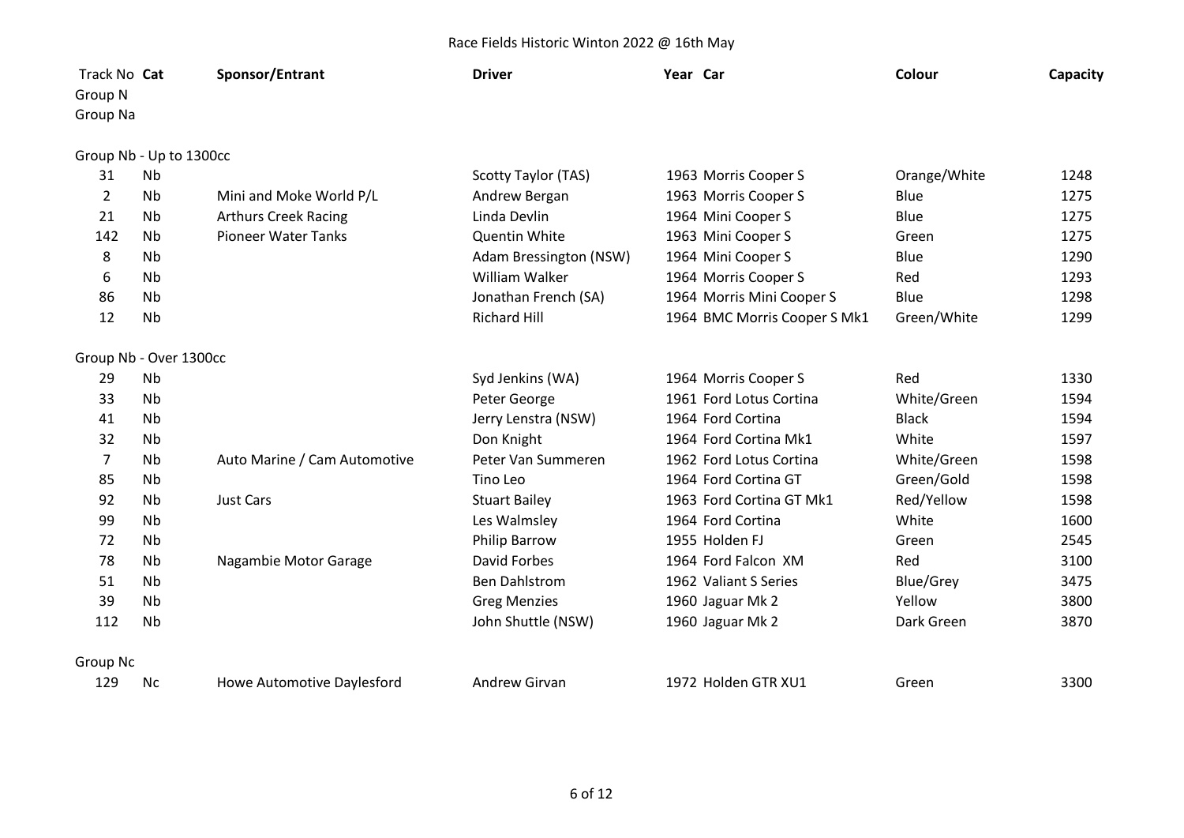Race Fields Historic Winton 2022 @ 16th May

| Track No | Cat | Sponsor/Entrant | Driver | Year | Car | Colour | Capacity |
|---|---|---|---|---|---|---|---|
| Group N | | | | | | | |
| Group Na | | | | | | | |
| Group Nb - Up to 1300cc | | | | | | | |
| 31 | Nb | | Scotty Taylor (TAS) | 1963 | Morris Cooper S | Orange/White | 1248 |
| 2 | Nb | Mini and Moke World P/L | Andrew Bergan | 1963 | Morris Cooper S | Blue | 1275 |
| 21 | Nb | Arthurs Creek Racing | Linda Devlin | 1964 | Mini Cooper S | Blue | 1275 |
| 142 | Nb | Pioneer Water Tanks | Quentin White | 1963 | Mini Cooper S | Green | 1275 |
| 8 | Nb | | Adam Bressington (NSW) | 1964 | Mini Cooper S | Blue | 1290 |
| 6 | Nb | | William Walker | 1964 | Morris Cooper S | Red | 1293 |
| 86 | Nb | | Jonathan French (SA) | 1964 | Morris Mini Cooper S | Blue | 1298 |
| 12 | Nb | | Richard Hill | 1964 | BMC Morris Cooper S Mk1 | Green/White | 1299 |
| Group Nb - Over 1300cc | | | | | | | |
| 29 | Nb | | Syd Jenkins (WA) | 1964 | Morris Cooper S | Red | 1330 |
| 33 | Nb | | Peter George | 1961 | Ford Lotus Cortina | White/Green | 1594 |
| 41 | Nb | | Jerry Lenstra (NSW) | 1964 | Ford Cortina | Black | 1594 |
| 32 | Nb | | Don Knight | 1964 | Ford Cortina Mk1 | White | 1597 |
| 7 | Nb | Auto Marine / Cam Automotive | Peter Van Summeren | 1962 | Ford Lotus Cortina | White/Green | 1598 |
| 85 | Nb | | Tino Leo | 1964 | Ford Cortina GT | Green/Gold | 1598 |
| 92 | Nb | Just Cars | Stuart Bailey | 1963 | Ford Cortina GT Mk1 | Red/Yellow | 1598 |
| 99 | Nb | | Les Walmsley | 1964 | Ford Cortina | White | 1600 |
| 72 | Nb | | Philip Barrow | 1955 | Holden FJ | Green | 2545 |
| 78 | Nb | Nagambie Motor Garage | David Forbes | 1964 | Ford Falcon XM | Red | 3100 |
| 51 | Nb | | Ben Dahlstrom | 1962 | Valiant S Series | Blue/Grey | 3475 |
| 39 | Nb | | Greg Menzies | 1960 | Jaguar Mk 2 | Yellow | 3800 |
| 112 | Nb | | John Shuttle (NSW) | 1960 | Jaguar Mk 2 | Dark Green | 3870 |
| Group Nc | | | | | | | |
| 129 | Nc | Howe Automotive Daylesford | Andrew Girvan | 1972 | Holden GTR XU1 | Green | 3300 |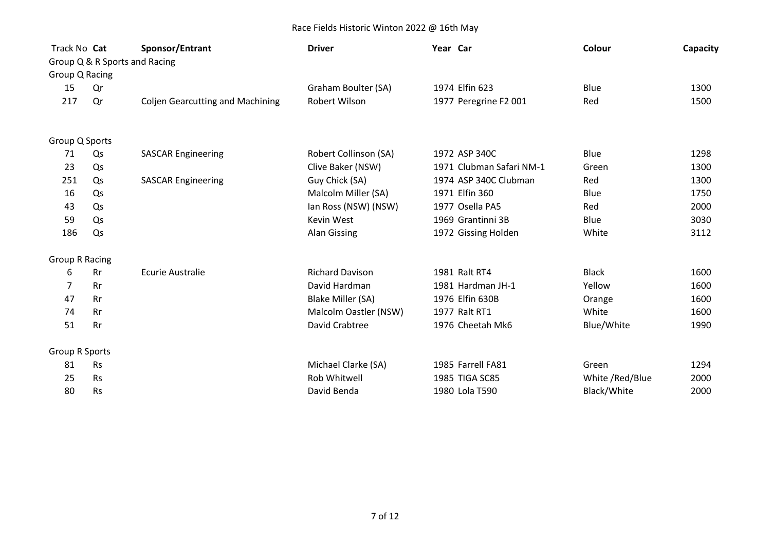Race Fields Historic Winton 2022 @ 16th May

| Track No | Cat | Sponsor/Entrant | Driver | Year | Car | Colour | Capacity |
|---|---|---|---|---|---|---|---|
| Group Q & R Sports and Racing | | | | | | | |
| Group Q Racing | | | | | | | |
| 15 | Qr | | Graham Boulter (SA) | 1974 | Elfin 623 | Blue | 1300 |
| 217 | Qr | Coljen Gearcutting and Machining | Robert Wilson | 1977 | Peregrine F2 001 | Red | 1500 |
| Group Q Sports | | | | | | | |
| 71 | Qs | SASCAR Engineering | Robert Collinson (SA) | 1972 | ASP 340C | Blue | 1298 |
| 23 | Qs | | Clive Baker (NSW) | 1971 | Clubman Safari NM-1 | Green | 1300 |
| 251 | Qs | SASCAR Engineering | Guy Chick (SA) | 1974 | ASP 340C Clubman | Red | 1300 |
| 16 | Qs | | Malcolm Miller (SA) | 1971 | Elfin 360 | Blue | 1750 |
| 43 | Qs | | Ian Ross (NSW) (NSW) | 1977 | Osella PA5 | Red | 2000 |
| 59 | Qs | | Kevin West | 1969 | Grantinni 3B | Blue | 3030 |
| 186 | Qs | | Alan Gissing | 1972 | Gissing Holden | White | 3112 |
| Group R Racing | | | | | | | |
| 6 | Rr | Ecurie Australie | Richard Davison | 1981 | Ralt RT4 | Black | 1600 |
| 7 | Rr | | David Hardman | 1981 | Hardman JH-1 | Yellow | 1600 |
| 47 | Rr | | Blake Miller (SA) | 1976 | Elfin 630B | Orange | 1600 |
| 74 | Rr | | Malcolm Oastler (NSW) | 1977 | Ralt RT1 | White | 1600 |
| 51 | Rr | | David Crabtree | 1976 | Cheetah Mk6 | Blue/White | 1990 |
| Group R Sports | | | | | | | |
| 81 | Rs | | Michael Clarke (SA) | 1985 | Farrell FA81 | Green | 1294 |
| 25 | Rs | | Rob Whitwell | 1985 | TIGA SC85 | White /Red/Blue | 2000 |
| 80 | Rs | | David Benda | 1980 | Lola T590 | Black/White | 2000 |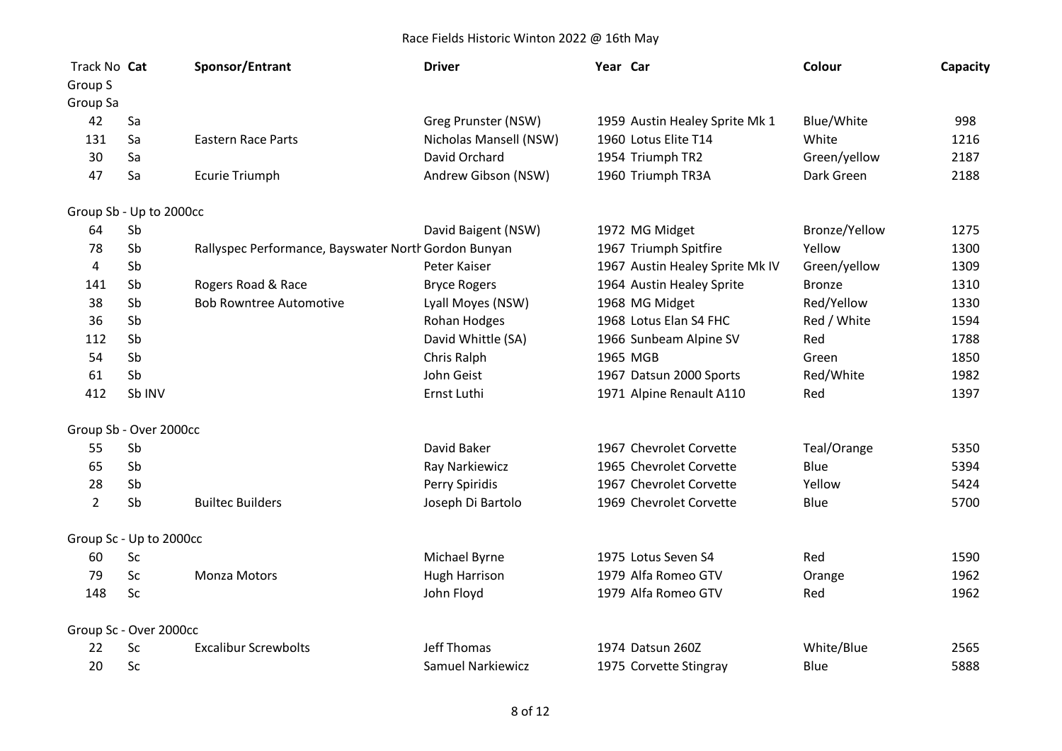# Race Fields Historic Winton 2022 @ 16th May

| Track No | Cat | Sponsor/Entrant | Driver | Year | Car | Colour | Capacity |
|---|---|---|---|---|---|---|---|
| Group S | | | | | | | |
| Group Sa | | | | | | | |
| 42 | Sa | | Greg Prunster (NSW) | 1959 | Austin Healey Sprite Mk 1 | Blue/White | 998 |
| 131 | Sa | Eastern Race Parts | Nicholas Mansell (NSW) | 1960 | Lotus Elite T14 | White | 1216 |
| 30 | Sa | | David Orchard | 1954 | Triumph TR2 | Green/yellow | 2187 |
| 47 | Sa | Ecurie Triumph | Andrew Gibson (NSW) | 1960 | Triumph TR3A | Dark Green | 2188 |
| Group Sb - Up to 2000cc | | | | | | | |
| 64 | Sb | | David Baigent (NSW) | 1972 | MG Midget | Bronze/Yellow | 1275 |
| 78 | Sb | Rallyspec Performance, Bayswater Nortl | Gordon Bunyan | 1967 | Triumph Spitfire | Yellow | 1300 |
| 4 | Sb | | Peter Kaiser | 1967 | Austin Healey Sprite Mk IV | Green/yellow | 1309 |
| 141 | Sb | Rogers Road & Race | Bryce Rogers | 1964 | Austin Healey Sprite | Bronze | 1310 |
| 38 | Sb | Bob Rowntree Automotive | Lyall Moyes (NSW) | 1968 | MG Midget | Red/Yellow | 1330 |
| 36 | Sb | | Rohan Hodges | 1968 | Lotus Elan S4 FHC | Red / White | 1594 |
| 112 | Sb | | David Whittle (SA) | 1966 | Sunbeam Alpine SV | Red | 1788 |
| 54 | Sb | | Chris Ralph | 1965 | MGB | Green | 1850 |
| 61 | Sb | | John Geist | 1967 | Datsun 2000 Sports | Red/White | 1982 |
| 412 | Sb INV | | Ernst Luthi | 1971 | Alpine Renault A110 | Red | 1397 |
| Group Sb - Over 2000cc | | | | | | | |
| 55 | Sb | | David Baker | 1967 | Chevrolet Corvette | Teal/Orange | 5350 |
| 65 | Sb | | Ray Narkiewicz | 1965 | Chevrolet Corvette | Blue | 5394 |
| 28 | Sb | | Perry Spiridis | 1967 | Chevrolet Corvette | Yellow | 5424 |
| 2 | Sb | Builtec Builders | Joseph Di Bartolo | 1969 | Chevrolet Corvette | Blue | 5700 |
| Group Sc - Up to 2000cc | | | | | | | |
| 60 | Sc | | Michael Byrne | 1975 | Lotus Seven S4 | Red | 1590 |
| 79 | Sc | Monza Motors | Hugh Harrison | 1979 | Alfa Romeo GTV | Orange | 1962 |
| 148 | Sc | | John Floyd | 1979 | Alfa Romeo GTV | Red | 1962 |
| Group Sc - Over 2000cc | | | | | | | |
| 22 | Sc | Excalibur Screwbolts | Jeff Thomas | 1974 | Datsun 260Z | White/Blue | 2565 |
| 20 | Sc | | Samuel Narkiewicz | 1975 | Corvette Stingray | Blue | 5888 |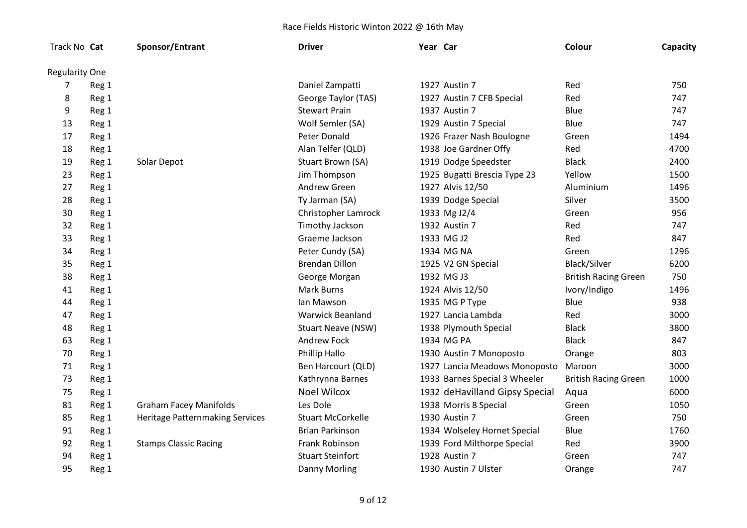# Race Fields Historic Winton 2022 @ 16th May

| Track No | Cat | Sponsor/Entrant | Driver | Year | Car | Colour | Capacity |
|---|---|---|---|---|---|---|---|
| Regularity One | | | | | | | |
| 7 | Reg 1 | | Daniel Zampatti | 1927 | Austin 7 | Red | 750 |
| 8 | Reg 1 | | George Taylor (TAS) | 1927 | Austin 7 CFB Special | Red | 747 |
| 9 | Reg 1 | | Stewart Prain | 1937 | Austin 7 | Blue | 747 |
| 13 | Reg 1 | | Wolf Semler (SA) | 1929 | Austin 7 Special | Blue | 747 |
| 17 | Reg 1 | | Peter Donald | 1926 | Frazer Nash Boulogne | Green | 1494 |
| 18 | Reg 1 | | Alan Telfer (QLD) | 1938 | Joe Gardner Offy | Red | 4700 |
| 19 | Reg 1 | Solar Depot | Stuart Brown (SA) | 1919 | Dodge Speedster | Black | 2400 |
| 23 | Reg 1 | | Jim Thompson | 1925 | Bugatti Brescia Type 23 | Yellow | 1500 |
| 27 | Reg 1 | | Andrew Green | 1927 | Alvis 12/50 | Aluminium | 1496 |
| 28 | Reg 1 | | Ty Jarman (SA) | 1939 | Dodge Special | Silver | 3500 |
| 30 | Reg 1 | | Christopher Lamrock | 1933 | Mg J2/4 | Green | 956 |
| 32 | Reg 1 | | Timothy Jackson | 1932 | Austin 7 | Red | 747 |
| 33 | Reg 1 | | Graeme Jackson | 1933 | MG J2 | Red | 847 |
| 34 | Reg 1 | | Peter Cundy (SA) | 1934 | MG NA | Green | 1296 |
| 35 | Reg 1 | | Brendan Dillon | 1925 | V2 GN Special | Black/Silver | 6200 |
| 38 | Reg 1 | | George Morgan | 1932 | MG J3 | British Racing Green | 750 |
| 41 | Reg 1 | | Mark Burns | 1924 | Alvis 12/50 | Ivory/Indigo | 1496 |
| 44 | Reg 1 | | Ian Mawson | 1935 | MG P Type | Blue | 938 |
| 47 | Reg 1 | | Warwick Beanland | 1927 | Lancia Lambda | Red | 3000 |
| 48 | Reg 1 | | Stuart Neave (NSW) | 1938 | Plymouth Special | Black | 3800 |
| 63 | Reg 1 | | Andrew Fock | 1934 | MG PA | Black | 847 |
| 70 | Reg 1 | | Phillip Hallo | 1930 | Austin 7 Monoposto | Orange | 803 |
| 71 | Reg 1 | | Ben Harcourt (QLD) | 1927 | Lancia Meadows Monoposto | Maroon | 3000 |
| 73 | Reg 1 | | Kathrynna Barnes | 1933 | Barnes Special 3 Wheeler | British Racing Green | 1000 |
| 75 | Reg 1 | | Noel Wilcox | 1932 | deHavilland Gipsy Special | Aqua | 6000 |
| 81 | Reg 1 | Graham Facey Manifolds | Les Dole | 1938 | Morris 8 Special | Green | 1050 |
| 85 | Reg 1 | Heritage Patternmaking Services | Stuart McCorkelle | 1930 | Austin 7 | Green | 750 |
| 91 | Reg 1 | | Brian Parkinson | 1934 | Wolseley Hornet Special | Blue | 1760 |
| 92 | Reg 1 | Stamps Classic Racing | Frank Robinson | 1939 | Ford Milthorpe Special | Red | 3900 |
| 94 | Reg 1 | | Stuart Steinfort | 1928 | Austin 7 | Green | 747 |
| 95 | Reg 1 | | Danny Morling | 1930 | Austin 7 Ulster | Orange | 747 |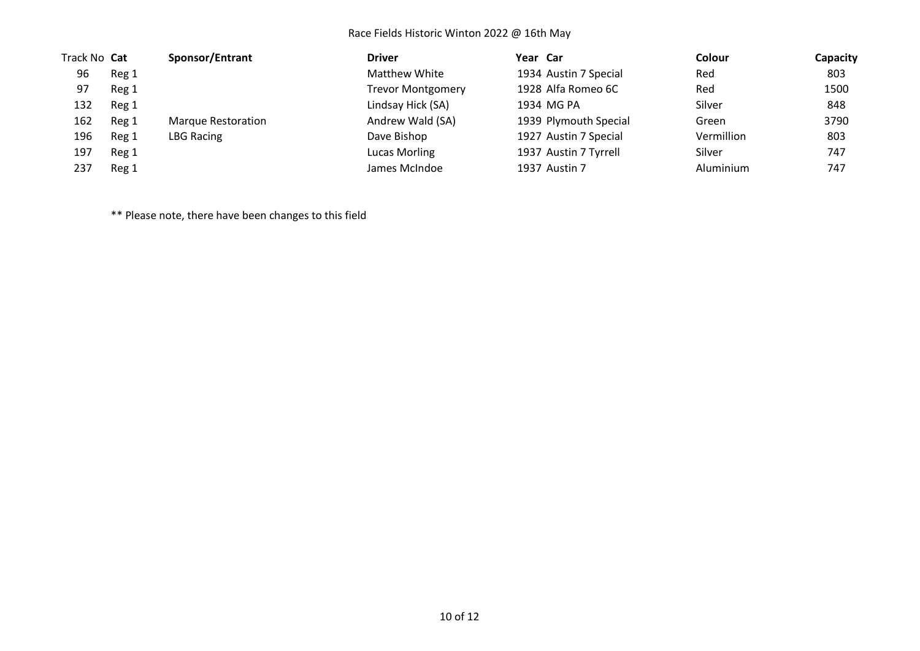Race Fields Historic Winton 2022 @ 16th May

| Track No | Cat | Sponsor/Entrant | Driver | Year | Car | Colour | Capacity |
|---|---|---|---|---|---|---|---|
| 96 | Reg 1 | | Matthew White | 1934 | Austin 7 Special | Red | 803 |
| 97 | Reg 1 | | Trevor Montgomery | 1928 | Alfa Romeo 6C | Red | 1500 |
| 132 | Reg 1 | | Lindsay Hick (SA) | 1934 | MG PA | Silver | 848 |
| 162 | Reg 1 | Marque Restoration | Andrew Wald (SA) | 1939 | Plymouth Special | Green | 3790 |
| 196 | Reg 1 | LBG Racing | Dave Bishop | 1927 | Austin 7 Special | Vermillion | 803 |
| 197 | Reg 1 | | Lucas Morling | 1937 | Austin 7 Tyrrell | Silver | 747 |
| 237 | Reg 1 | | James McIndoe | 1937 | Austin 7 | Aluminium | 747 |

** Please note, there have been changes to this field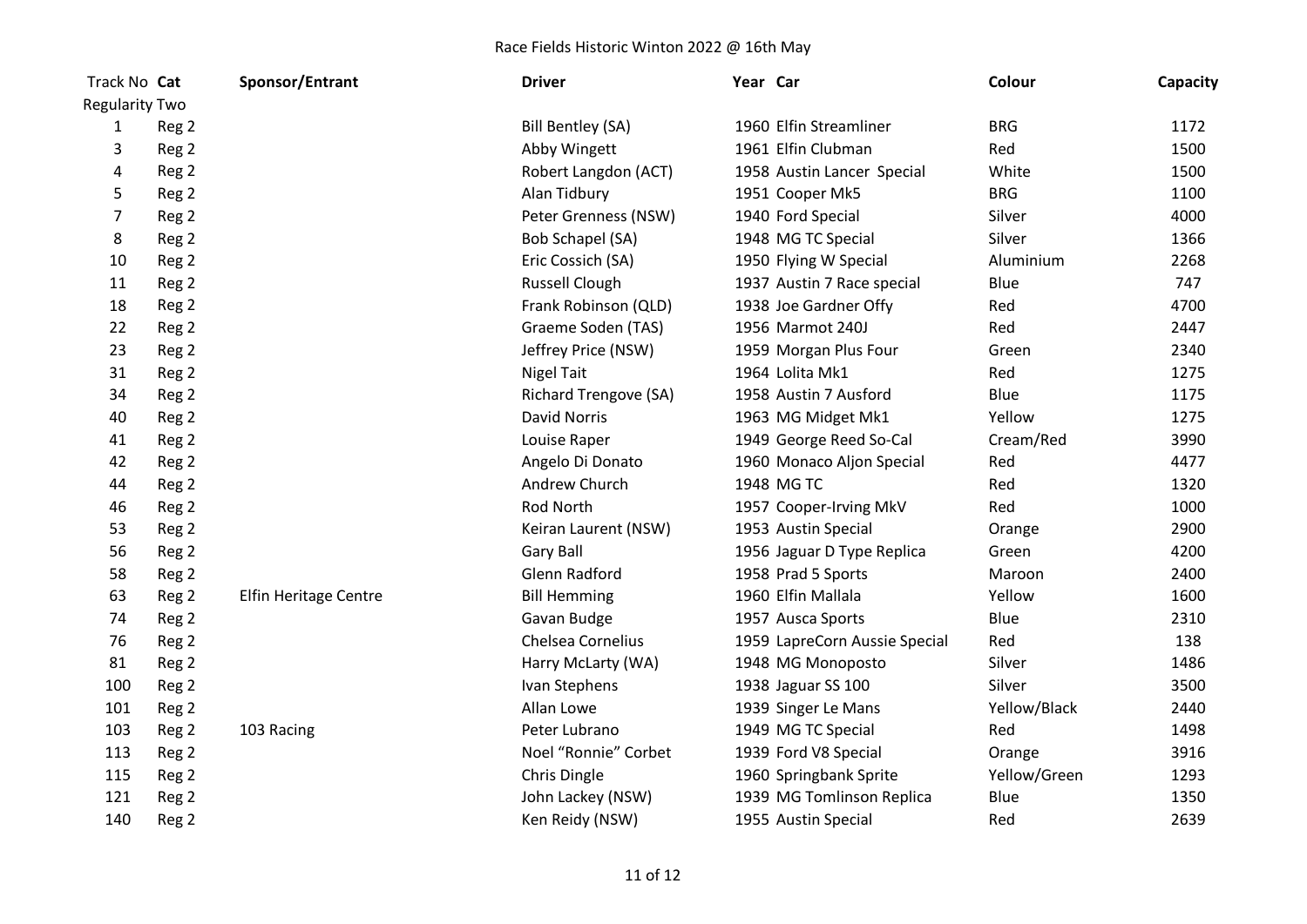# Race Fields Historic Winton 2022 @ 16th May

| Track No | Cat | Sponsor/Entrant | Driver | Year | Car | Colour | Capacity |
|---|---|---|---|---|---|---|---|
| Regularity Two | | | | | | | |
| 1 | Reg 2 | | Bill Bentley (SA) | 1960 | Elfin Streamliner | BRG | 1172 |
| 3 | Reg 2 | | Abby Wingett | 1961 | Elfin Clubman | Red | 1500 |
| 4 | Reg 2 | | Robert Langdon (ACT) | 1958 | Austin Lancer Special | White | 1500 |
| 5 | Reg 2 | | Alan Tidbury | 1951 | Cooper Mk5 | BRG | 1100 |
| 7 | Reg 2 | | Peter Grenness (NSW) | 1940 | Ford Special | Silver | 4000 |
| 8 | Reg 2 | | Bob Schapel (SA) | 1948 | MG TC Special | Silver | 1366 |
| 10 | Reg 2 | | Eric Cossich (SA) | 1950 | Flying W Special | Aluminium | 2268 |
| 11 | Reg 2 | | Russell Clough | 1937 | Austin 7 Race special | Blue | 747 |
| 18 | Reg 2 | | Frank Robinson (QLD) | 1938 | Joe Gardner Offy | Red | 4700 |
| 22 | Reg 2 | | Graeme Soden (TAS) | 1956 | Marmot 240J | Red | 2447 |
| 23 | Reg 2 | | Jeffrey Price (NSW) | 1959 | Morgan Plus Four | Green | 2340 |
| 31 | Reg 2 | | Nigel Tait | 1964 | Lolita Mk1 | Red | 1275 |
| 34 | Reg 2 | | Richard Trengove (SA) | 1958 | Austin 7 Ausford | Blue | 1175 |
| 40 | Reg 2 | | David Norris | 1963 | MG Midget Mk1 | Yellow | 1275 |
| 41 | Reg 2 | | Louise Raper | 1949 | George Reed So-Cal | Cream/Red | 3990 |
| 42 | Reg 2 | | Angelo Di Donato | 1960 | Monaco Aljon Special | Red | 4477 |
| 44 | Reg 2 | | Andrew Church | 1948 | MG TC | Red | 1320 |
| 46 | Reg 2 | | Rod North | 1957 | Cooper-Irving MkV | Red | 1000 |
| 53 | Reg 2 | | Keiran Laurent (NSW) | 1953 | Austin Special | Orange | 2900 |
| 56 | Reg 2 | | Gary Ball | 1956 | Jaguar D Type Replica | Green | 4200 |
| 58 | Reg 2 | | Glenn Radford | 1958 | Prad 5 Sports | Maroon | 2400 |
| 63 | Reg 2 | Elfin Heritage Centre | Bill Hemming | 1960 | Elfin Mallala | Yellow | 1600 |
| 74 | Reg 2 | | Gavan Budge | 1957 | Ausca Sports | Blue | 2310 |
| 76 | Reg 2 | | Chelsea Cornelius | 1959 | LapreCorn Aussie Special | Red | 138 |
| 81 | Reg 2 | | Harry McLarty (WA) | 1948 | MG Monoposto | Silver | 1486 |
| 100 | Reg 2 | | Ivan Stephens | 1938 | Jaguar SS 100 | Silver | 3500 |
| 101 | Reg 2 | | Allan Lowe | 1939 | Singer Le Mans | Yellow/Black | 2440 |
| 103 | Reg 2 | 103 Racing | Peter Lubrano | 1949 | MG TC Special | Red | 1498 |
| 113 | Reg 2 | | Noel "Ronnie" Corbet | 1939 | Ford V8 Special | Orange | 3916 |
| 115 | Reg 2 | | Chris Dingle | 1960 | Springbank Sprite | Yellow/Green | 1293 |
| 121 | Reg 2 | | John Lackey (NSW) | 1939 | MG Tomlinson Replica | Blue | 1350 |
| 140 | Reg 2 | | Ken Reidy (NSW) | 1955 | Austin Special | Red | 2639 |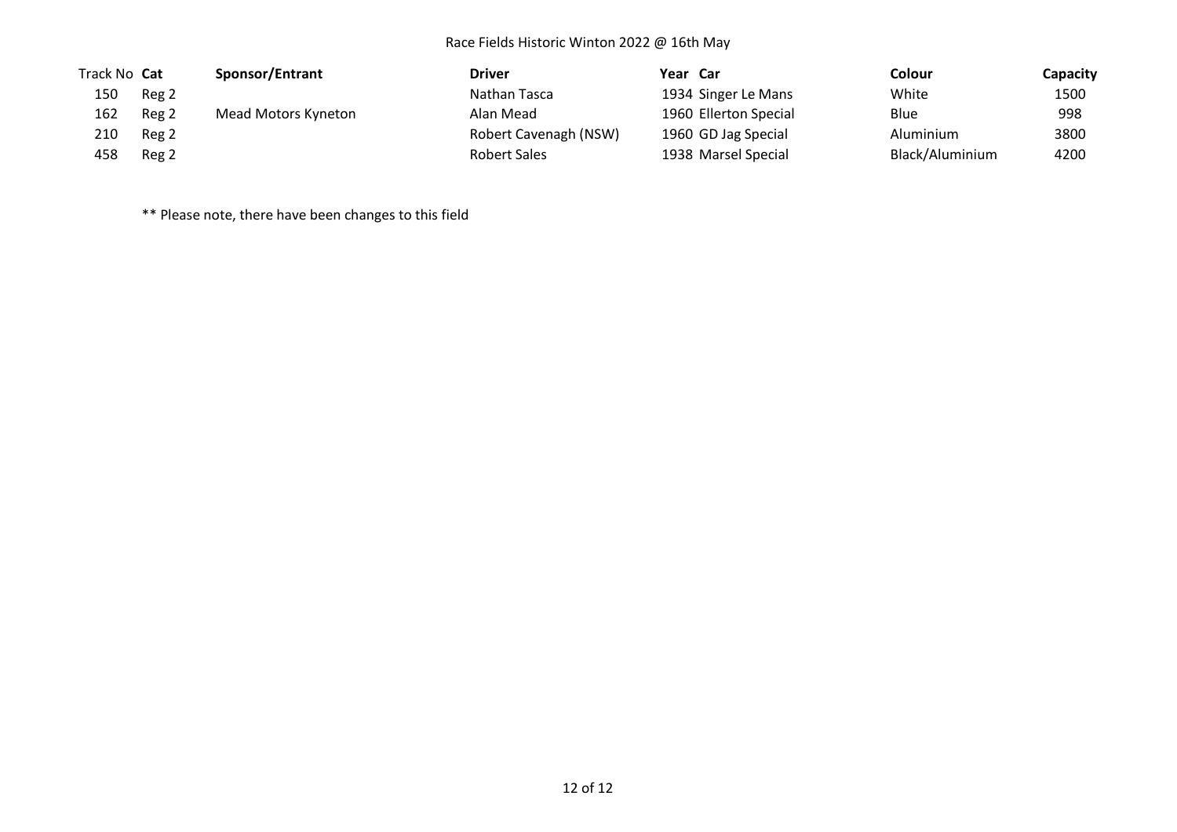Race Fields Historic Winton 2022 @ 16th May

| Track No | Cat | Sponsor/Entrant | Driver | Year | Car | Colour | Capacity |
|---|---|---|---|---|---|---|---|
| 150 | Reg 2 | | Nathan Tasca | 1934 | Singer Le Mans | White | 1500 |
| 162 | Reg 2 | Mead Motors Kyneton | Alan Mead | 1960 | Ellerton Special | Blue | 998 |
| 210 | Reg 2 | | Robert Cavenagh (NSW) | 1960 | GD Jag Special | Aluminium | 3800 |
| 458 | Reg 2 | | Robert Sales | 1938 | Marsel Special | Black/Aluminium | 4200 |

** Please note, there have been changes to this field